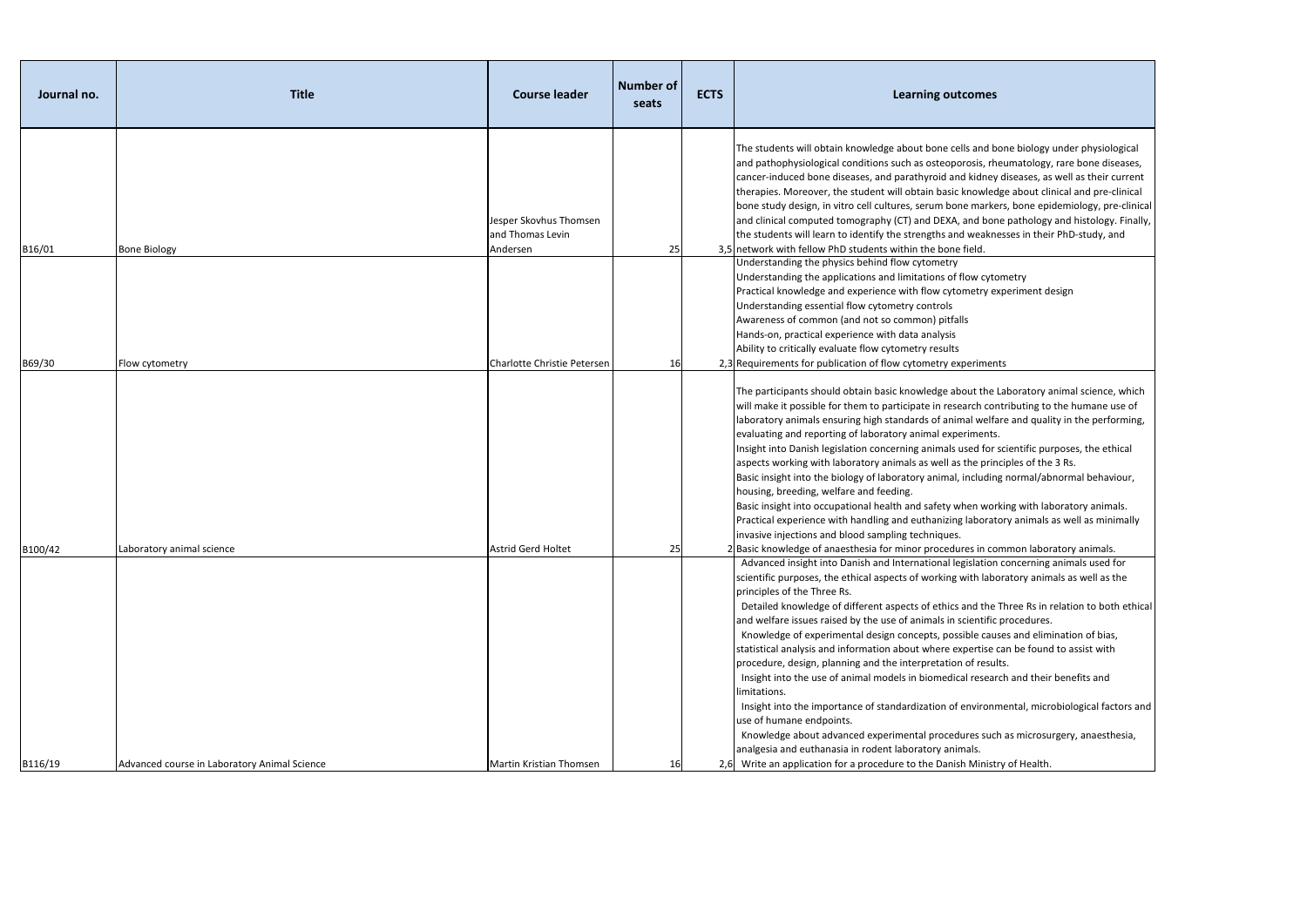| Journal no. | Title | Course leader | Number of seats | ECTS | Learning outcomes |
|---|---|---|---|---|---|
| B16/01 | Bone Biology | Jesper Skovhus Thomsen and Thomas Levin Andersen | 25 | 3,5 | The students will obtain knowledge about bone cells and bone biology under physiological and pathophysiological conditions such as osteoporosis, rheumatology, rare bone diseases, cancer-induced bone diseases, and parathyroid and kidney diseases, as well as their current therapies. Moreover, the student will obtain basic knowledge about clinical and pre-clinical bone study design, in vitro cell cultures, serum bone markers, bone epidemiology, pre-clinical and clinical computed tomography (CT) and DEXA, and bone pathology and histology. Finally, the students will learn to identify the strengths and weaknesses in their PhD-study, and network with fellow PhD students within the bone field. |
| B69/30 | Flow cytometry | Charlotte Christie Petersen | 16 | 2,3 | Understanding the physics behind flow cytometry<br>Understanding the applications and limitations of flow cytometry<br>Practical knowledge and experience with flow cytometry experiment design<br>Understanding essential flow cytometry controls<br>Awareness of common (and not so common) pitfalls<br>Hands-on, practical experience with data analysis<br>Ability to critically evaluate flow cytometry results<br>Requirements for publication of flow cytometry experiments |
| B100/42 | Laboratory animal science | Astrid Gerd Holtet | 25 | 2 | The participants should obtain basic knowledge about the Laboratory animal science, which will make it possible for them to participate in research contributing to the humane use of laboratory animals ensuring high standards of animal welfare and quality in the performing, evaluating and reporting of laboratory animal experiments.<br>Insight into Danish legislation concerning animals used for scientific purposes, the ethical aspects working with laboratory animals as well as the principles of the 3 Rs.<br>Basic insight into the biology of laboratory animal, including normal/abnormal behaviour, housing, breeding, welfare and feeding.<br>Basic insight into occupational health and safety when working with laboratory animals.<br>Practical experience with handling and euthanizing laboratory animals as well as minimally invasive injections and blood sampling techniques.<br>Basic knowledge of anaesthesia for minor procedures in common laboratory animals. |
| B116/19 | Advanced course in Laboratory Animal Science | Martin Kristian Thomsen | 16 | 2,6 | Advanced insight into Danish and International legislation concerning animals used for scientific purposes, the ethical aspects of working with laboratory animals as well as the principles of the Three Rs.<br>Detailed knowledge of different aspects of ethics and the Three Rs in relation to both ethical and welfare issues raised by the use of animals in scientific procedures.<br>Knowledge of experimental design concepts, possible causes and elimination of bias, statistical analysis and information about where expertise can be found to assist with procedure, design, planning and the interpretation of results.<br>Insight into the use of animal models in biomedical research and their benefits and limitations.<br>Insight into the importance of standardization of environmental, microbiological factors and use of humane endpoints.<br>Knowledge about advanced experimental procedures such as microsurgery, anaesthesia, analgesia and euthanasia in rodent laboratory animals.<br>Write an application for a procedure to the Danish Ministry of Health. |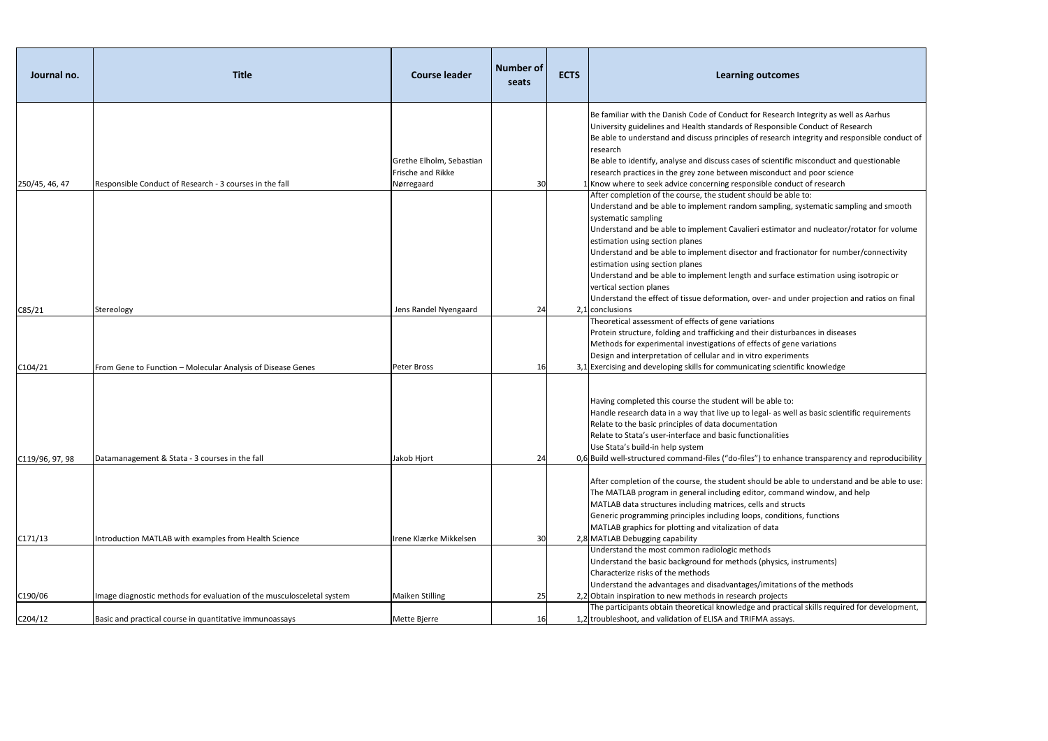| Journal no. | Title | Course leader | Number of seats | ECTS | Learning outcomes |
|---|---|---|---|---|---|
| 250/45, 46, 47 | Responsible Conduct of Research - 3 courses in the fall | Grethe Elholm, Sebastian Frische and Rikke Nørregaard | 30 | 1 | Be familiar with the Danish Code of Conduct for Research Integrity as well as Aarhus University guidelines and Health standards of Responsible Conduct of Research<br>Be able to understand and discuss principles of research integrity and responsible conduct of research<br>Be able to identify, analyse and discuss cases of scientific misconduct and questionable research practices in the grey zone between misconduct and poor science<br>Know where to seek advice concerning responsible conduct of research |
| C85/21 | Stereology | Jens Randel Nyengaard | 24 | 2,1 | After completion of the course, the student should be able to:<br>Understand and be able to implement random sampling, systematic sampling and smooth systematic sampling<br>Understand and be able to implement Cavalieri estimator and nucleator/rotator for volume estimation using section planes<br>Understand and be able to implement disector and fractionator for number/connectivity estimation using section planes<br>Understand and be able to implement length and surface estimation using isotropic or vertical section planes<br>Understand the effect of tissue deformation, over- and under projection and ratios on final conclusions |
| C104/21 | From Gene to Function – Molecular Analysis of Disease Genes | Peter Bross | 16 | 3,1 | Theoretical assessment of effects of gene variations<br>Protein structure, folding and trafficking and their disturbances in diseases<br>Methods for experimental investigations of effects of gene variations<br>Design and interpretation of cellular and in vitro experiments<br>Exercising and developing skills for communicating scientific knowledge |
| C119/96, 97, 98 | Datamanagement & Stata - 3 courses in the fall | Jakob Hjort | 24 | 0,6 | Having completed this course the student will be able to:<br>Handle research data in a way that live up to legal- as well as basic scientific requirements<br>Relate to the basic principles of data documentation<br>Relate to Stata's user-interface and basic functionalities<br>Use Stata's build-in help system<br>Build well-structured command-files ("do-files") to enhance transparency and reproducibility |
| C171/13 | Introduction MATLAB with examples from Health Science | Irene Klærke Mikkelsen | 30 | 2,8 | After completion of the course, the student should be able to understand and be able to use:<br>The MATLAB program in general including editor, command window, and help<br>MATLAB data structures including matrices, cells and structs<br>Generic programming principles including loops, conditions, functions<br>MATLAB graphics for plotting and vitalization of data<br>MATLAB Debugging capability |
| C190/06 | Image diagnostic methods for evaluation of the musculosceletal system | Maiken Stilling | 25 | 2,2 | Understand the most common radiologic methods<br>Understand the basic background for methods (physics, instruments)<br>Characterize risks of the methods<br>Understand the advantages and disadvantages/imitations of the methods<br>Obtain inspiration to new methods in research projects |
| C204/12 | Basic and practical course in quantitative immunoassays | Mette Bjerre | 16 | 1,2 | The participants obtain theoretical knowledge and practical skills required for development, troubleshoot, and validation of ELISA and TRIFMA assays. |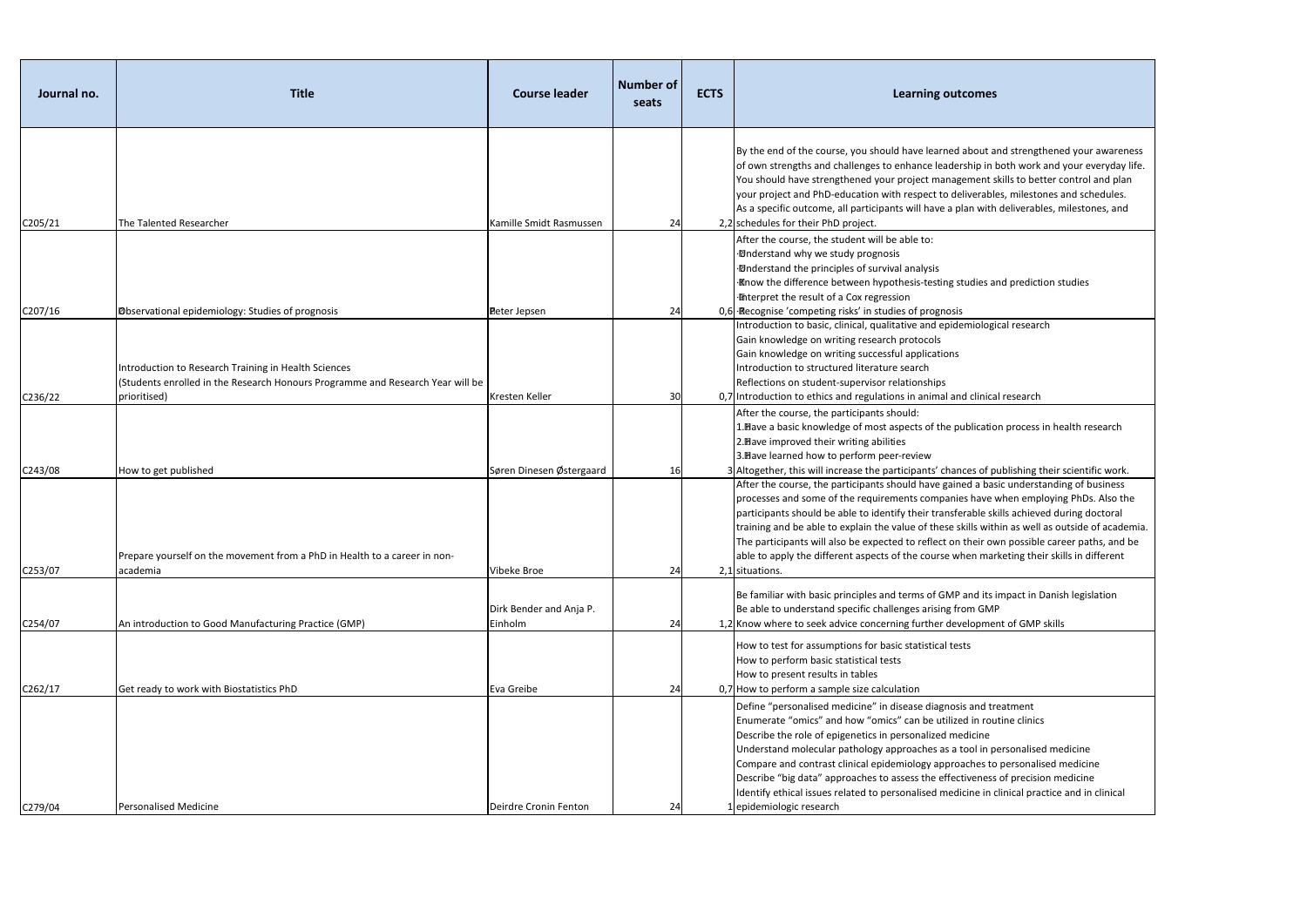| Journal no. | Title | Course leader | Number of seats | ECTS | Learning outcomes |
|---|---|---|---|---|---|
| C205/21 | The Talented Researcher | Kamille Smidt Rasmussen | 24 | 2,2 | By the end of the course, you should have learned about and strengthened your awareness of own strengths and challenges to enhance leadership in both work and your everyday life. You should have strengthened your project management skills to better control and plan your project and PhD-education with respect to deliverables, milestones and schedules. As a specific outcome, all participants will have a plan with deliverables, milestones, and schedules for their PhD project. |
| C207/16 | Observational epidemiology: Studies of prognosis | Peter Jepsen | 24 | 0,6 | After the course, the student will be able to:<br>- Understand why we study prognosis<br>- Understand the principles of survival analysis<br>- Know the difference between hypothesis-testing studies and prediction studies<br>- Interpret the result of a Cox regression<br>- Recognise 'competing risks' in studies of prognosis |
| C236/22 | Introduction to Research Training in Health Sciences<br>(Students enrolled in the Research Honours Programme and Research Year will be prioritised) | Kresten Keller | 30 | 0,7 | Introduction to basic, clinical, qualitative and epidemiological research<br>Gain knowledge on writing research protocols<br>Gain knowledge on writing successful applications<br>Introduction to structured literature search<br>Reflections on student-supervisor relationships<br>Introduction to ethics and regulations in animal and clinical research |
| C243/08 | How to get published | Søren Dinesen Østergaard | 16 | 3 | After the course, the participants should:<br>1. Have a basic knowledge of most aspects of the publication process in health research<br>2. Have improved their writing abilities<br>3. Have learned how to perform peer-review<br>Altogether, this will increase the participants' chances of publishing their scientific work. |
| C253/07 | Prepare yourself on the movement from a PhD in Health to a career in non-academia | Vibeke Broe | 24 | 2,1 | After the course, the participants should have gained a basic understanding of business processes and some of the requirements companies have when employing PhDs. Also the participants should be able to identify their transferable skills achieved during doctoral training and be able to explain the value of these skills within as well as outside of academia. The participants will also be expected to reflect on their own possible career paths, and be able to apply the different aspects of the course when marketing their skills in different situations. |
| C254/07 | An introduction to Good Manufacturing Practice (GMP) | Dirk Bender and Anja P. Einholm | 24 | 1,2 | Be familiar with basic principles and terms of GMP and its impact in Danish legislation<br>Be able to understand specific challenges arising from GMP<br>Know where to seek advice concerning further development of GMP skills |
| C262/17 | Get ready to work with Biostatistics PhD | Eva Greibe | 24 | 0,7 | How to test for assumptions for basic statistical tests<br>How to perform basic statistical tests<br>How to present results in tables<br>How to perform a sample size calculation |
| C279/04 | Personalised Medicine | Deirdre Cronin Fenton | 24 | 1 | Define "personalised medicine" in disease diagnosis and treatment<br>Enumerate "omics" and how "omics" can be utilized in routine clinics<br>Describe the role of epigenetics in personalized medicine<br>Understand molecular pathology approaches as a tool in personalised medicine<br>Compare and contrast clinical epidemiology approaches to personalised medicine<br>Describe "big data" approaches to assess the effectiveness of precision medicine<br>Identify ethical issues related to personalised medicine in clinical practice and in clinical epidemiologic research |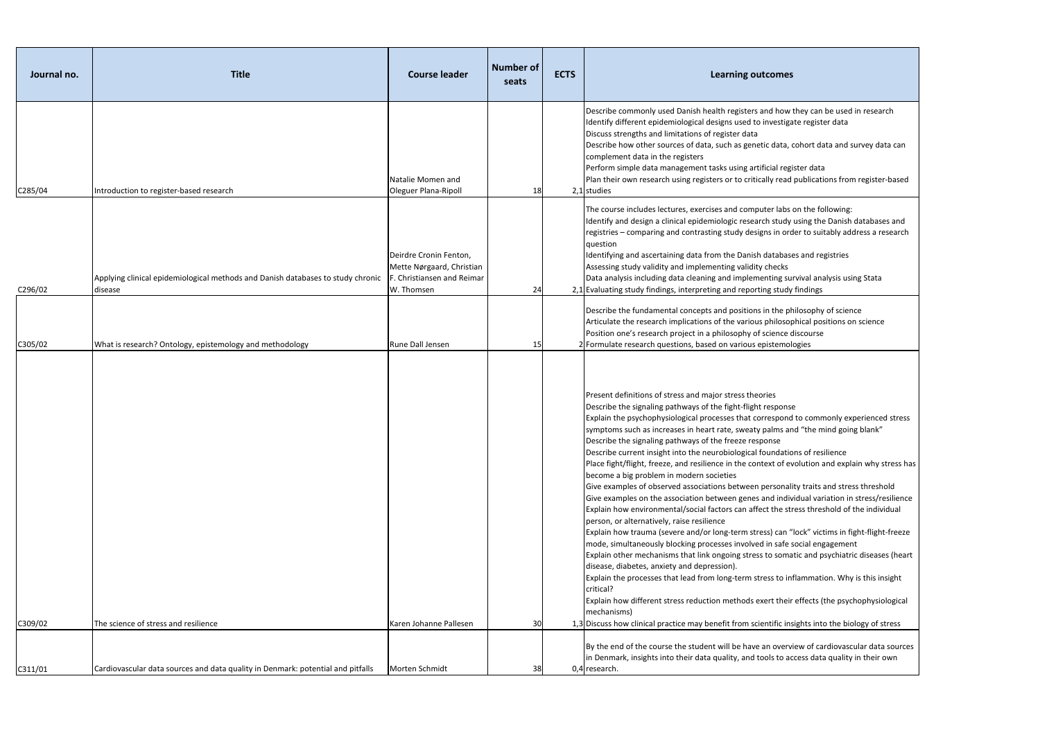| Journal no. | Title | Course leader | Number of seats | ECTS | Learning outcomes |
|---|---|---|---|---|---|
| C285/04 | Introduction to register-based research | Natalie Momen and Oleguer Plana-Ripoll | 18 | 2,1 | Describe commonly used Danish health registers and how they can be used in research<br>Identify different epidemiological designs used to investigate register data<br>Discuss strengths and limitations of register data<br>Describe how other sources of data, such as genetic data, cohort data and survey data can complement data in the registers<br>Perform simple data management tasks using artificial register data<br>Plan their own research using registers or to critically read publications from register-based studies |
| C296/02 | Applying clinical epidemiological methods and Danish databases to study chronic disease | Deirdre Cronin Fenton, Mette Nørgaard, Christian F. Christiansen and Reimar W. Thomsen | 24 | 2,1 | The course includes lectures, exercises and computer labs on the following:<br>Identify and design a clinical epidemiologic research study using the Danish databases and registries – comparing and contrasting study designs in order to suitably address a research question<br>Identifying and ascertaining data from the Danish databases and registries<br>Assessing study validity and implementing validity checks<br>Data analysis including data cleaning and implementing survival analysis using Stata<br>Evaluating study findings, interpreting and reporting study findings |
| C305/02 | What is research? Ontology, epistemology and methodology | Rune Dall Jensen | 15 | 2 | Describe the fundamental concepts and positions in the philosophy of science<br>Articulate the research implications of the various philosophical positions on science<br>Position one's research project in a philosophy of science discourse<br>Formulate research questions, based on various epistemologies |
| C309/02 | The science of stress and resilience | Karen Johanne Pallesen | 30 | 1,3 | Present definitions of stress and major stress theories<br>Describe the signaling pathways of the fight-flight response<br>Explain the psychophysiological processes that correspond to commonly experienced stress symptoms such as increases in heart rate, sweaty palms and "the mind going blank"<br>Describe the signaling pathways of the freeze response<br>Describe current insight into the neurobiological foundations of resilience<br>Place fight/flight, freeze, and resilience in the context of evolution and explain why stress has become a big problem in modern societies<br>Give examples of observed associations between personality traits and stress threshold<br>Give examples on the association between genes and individual variation in stress/resilience<br>Explain how environmental/social factors can affect the stress threshold of the individual person, or alternatively, raise resilience<br>Explain how trauma (severe and/or long-term stress) can "lock" victims in fight-flight-freeze mode, simultaneously blocking processes involved in safe social engagement<br>Explain other mechanisms that link ongoing stress to somatic and psychiatric diseases (heart disease, diabetes, anxiety and depression).<br>Explain the processes that lead from long-term stress to inflammation. Why is this insight critical?<br>Explain how different stress reduction methods exert their effects (the psychophysiological mechanisms)<br>Discuss how clinical practice may benefit from scientific insights into the biology of stress |
| C311/01 | Cardiovascular data sources and data quality in Denmark: potential and pitfalls | Morten Schmidt | 38 | 0,4 | By the end of the course the student will be have an overview of cardiovascular data sources in Denmark, insights into their data quality, and tools to access data quality in their own research. |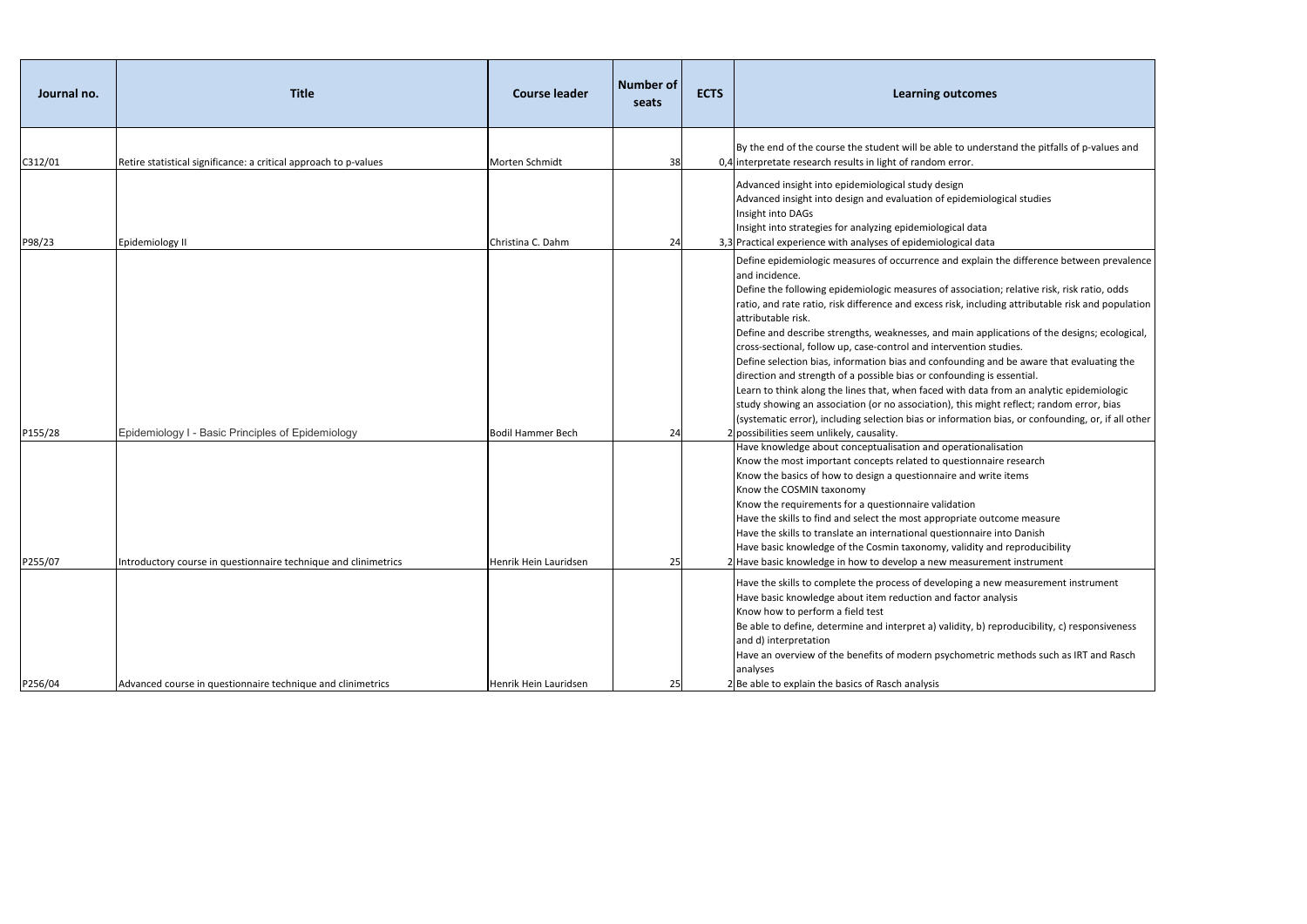| Journal no. | Title | Course leader | Number of seats | ECTS | Learning outcomes |
|---|---|---|---|---|---|
| C312/01 | Retire statistical significance: a critical approach to p-values | Morten Schmidt | 38 | 0,4 | By the end of the course the student will be able to understand the pitfalls of p-values and interpretate research results in light of random error. |
| P98/23 | Epidemiology II | Christina C. Dahm | 24 | 3,3 | Advanced insight into epidemiological study design<br>Advanced insight into design and evaluation of epidemiological studies<br>Insight into DAGs<br>Insight into strategies for analyzing epidemiological data<br>Practical experience with analyses of epidemiological data |
| P155/28 | Epidemiology I - Basic Principles of Epidemiology | Bodil Hammer Bech | 24 | 2 | Define epidemiologic measures of occurrence and explain the difference between prevalence and incidence.<br>Define the following epidemiologic measures of association; relative risk, risk ratio, odds ratio, and rate ratio, risk difference and excess risk, including attributable risk and population attributable risk.<br>Define and describe strengths, weaknesses, and main applications of the designs; ecological, cross-sectional, follow up, case-control and intervention studies.<br>Define selection bias, information bias and confounding and be aware that evaluating the direction and strength of a possible bias or confounding is essential.<br>Learn to think along the lines that, when faced with data from an analytic epidemiologic study showing an association (or no association), this might reflect; random error, bias (systematic error), including selection bias or information bias, or confounding, or, if all other possibilities seem unlikely, causality. |
| P255/07 | Introductory course in questionnaire technique and clinimetrics | Henrik Hein Lauridsen | 25 | 2 | Have knowledge about conceptualisation and operationalisation<br>Know the most important concepts related to questionnaire research<br>Know the basics of how to design a questionnaire and write items<br>Know the COSMIN taxonomy<br>Know the requirements for a questionnaire validation<br>Have the skills to find and select the most appropriate outcome measure<br>Have the skills to translate an international questionnaire into Danish<br>Have basic knowledge of the Cosmin taxonomy, validity and reproducibility<br>Have basic knowledge in how to develop a new measurement instrument |
| P256/04 | Advanced course in questionnaire technique and clinimetrics | Henrik Hein Lauridsen | 25 | 2 | Have the skills to complete the process of developing a new measurement instrument<br>Have basic knowledge about item reduction and factor analysis<br>Know how to perform a field test<br>Be able to define, determine and interpret a) validity, b) reproducibility, c) responsiveness and d) interpretation<br>Have an overview of the benefits of modern psychometric methods such as IRT and Rasch analyses<br>Be able to explain the basics of Rasch analysis |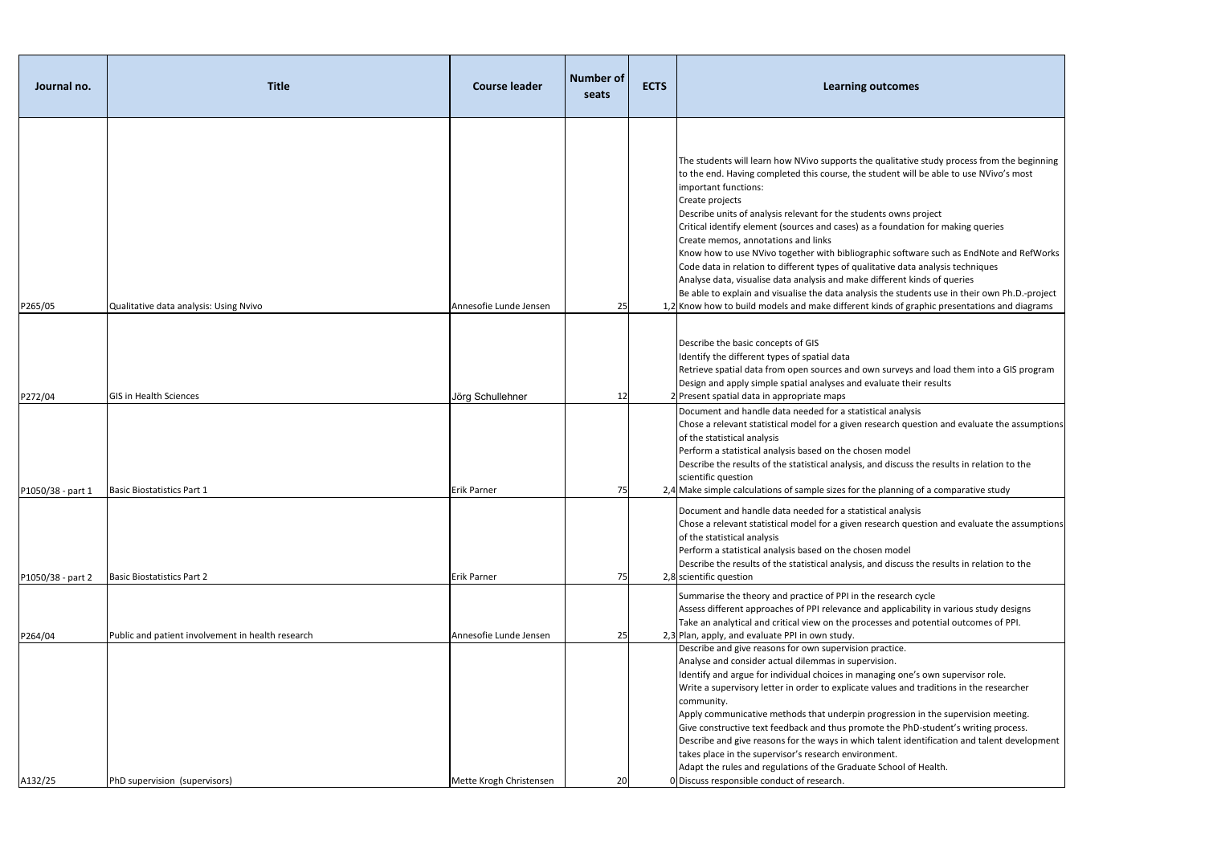| Journal no. | Title | Course leader | Number of seats | ECTS | Learning outcomes |
|---|---|---|---|---|---|
| P265/05 | Qualitative data analysis: Using Nvivo | Annesofie Lunde Jensen | 25 | 1,2 | The students will learn how NVivo supports the qualitative study process from the beginning to the end. Having completed this course, the student will be able to use NVivo's most important functions:<br>Create projects<br>Describe units of analysis relevant for the students owns project<br>Critical identify element (sources and cases) as a foundation for making queries<br>Create memos, annotations and links<br>Know how to use NVivo together with bibliographic software such as EndNote and RefWorks<br>Code data in relation to different types of qualitative data analysis techniques<br>Analyse data, visualise data analysis and make different kinds of queries<br>Be able to explain and visualise the data analysis the students use in their own Ph.D.-project<br>Know how to build models and make different kinds of graphic presentations and diagrams |
| P272/04 | GIS in Health Sciences | Jörg Schullehner | 12 | 2 | Describe the basic concepts of GIS<br>Identify the different types of spatial data<br>Retrieve spatial data from open sources and own surveys and load them into a GIS program<br>Design and apply simple spatial analyses and evaluate their results<br>Present spatial data in appropriate maps |
| P1050/38 - part 1 | Basic Biostatistics Part 1 | Erik Parner | 75 | 2,4 | Document and handle data needed for a statistical analysis<br>Chose a relevant statistical model for a given research question and evaluate the assumptions of the statistical analysis<br>Perform a statistical analysis based on the chosen model<br>Describe the results of the statistical analysis, and discuss the results in relation to the scientific question<br>Make simple calculations of sample sizes for the planning of a comparative study |
| P1050/38 - part 2 | Basic Biostatistics Part 2 | Erik Parner | 75 | 2,8 | Document and handle data needed for a statistical analysis<br>Chose a relevant statistical model for a given research question and evaluate the assumptions of the statistical analysis<br>Perform a statistical analysis based on the chosen model<br>Describe the results of the statistical analysis, and discuss the results in relation to the scientific question |
| P264/04 | Public and patient involvement in health research | Annesofie Lunde Jensen | 25 | 2,3 | Summarise the theory and practice of PPI in the research cycle<br>Assess different approaches of PPI relevance and applicability in various study designs<br>Take an analytical and critical view on the processes and potential outcomes of PPI.<br>Plan, apply, and evaluate PPI in own study. |
| A132/25 | PhD supervision (supervisors) | Mette Krogh Christensen | 20 | 0 | Describe and give reasons for own supervision practice.<br>Analyse and consider actual dilemmas in supervision.<br>Identify and argue for individual choices in managing one's own supervisor role.<br>Write a supervisory letter in order to explicate values and traditions in the researcher community.<br>Apply communicative methods that underpin progression in the supervision meeting.<br>Give constructive text feedback and thus promote the PhD-student's writing process.<br>Describe and give reasons for the ways in which talent identification and talent development takes place in the supervisor's research environment.<br>Adapt the rules and regulations of the Graduate School of Health.<br>Discuss responsible conduct of research. |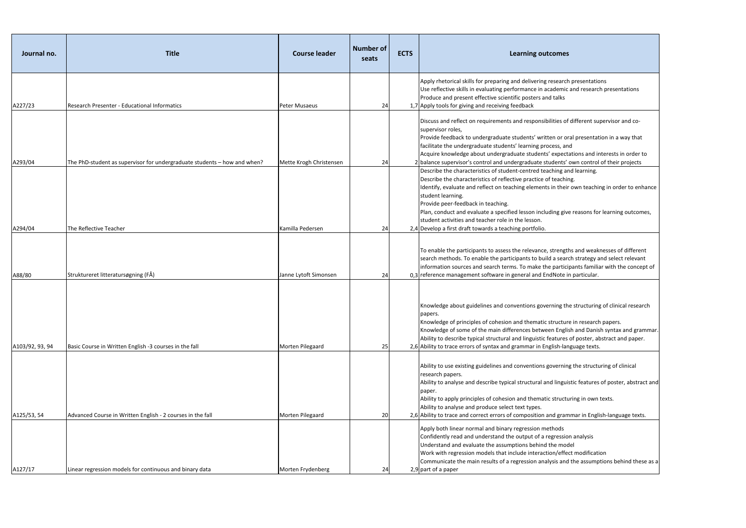| Journal no. | Title | Course leader | Number of seats | ECTS | Learning outcomes |
|---|---|---|---|---|---|
| A227/23 | Research Presenter - Educational Informatics | Peter Musaeus | 24 | 1,7 | Apply rhetorical skills for preparing and delivering research presentations<br>Use reflective skills in evaluating performance in academic and research presentations<br>Produce and present effective scientific posters and talks<br>Apply tools for giving and receiving feedback |
| A293/04 | The PhD-student as supervisor for undergraduate students – how and when? | Mette Krogh Christensen | 24 | 2 | Discuss and reflect on requirements and responsibilities of different supervisor and co-supervisor roles,<br>Provide feedback to undergraduate students' written or oral presentation in a way that facilitate the undergraduate students' learning process, and<br>Acquire knowledge about undergraduate students' expectations and interests in order to balance supervisor's control and undergraduate students' own control of their projects |
| A294/04 | The Reflective Teacher | Kamilla Pedersen | 24 | 2,4 | Describe the characteristics of student-centred teaching and learning.<br>Describe the characteristics of reflective practice of teaching.<br>Identify, evaluate and reflect on teaching elements in their own teaching in order to enhance student learning.<br>Provide peer-feedback in teaching.<br>Plan, conduct and evaluate a specified lesson including give reasons for learning outcomes, student activities and teacher role in the lesson.<br>Develop a first draft towards a teaching portfolio. |
| A88/80 | Struktureret litteratursøgning (FÅ) | Janne Lytoft Simonsen | 24 | 0,3 | To enable the participants to assess the relevance, strengths and weaknesses of different search methods. To enable the participants to build a search strategy and select relevant information sources and search terms. To make the participants familiar with the concept of reference management software in general and EndNote in particular. |
| A103/92, 93, 94 | Basic Course in Written English -3 courses in the fall | Morten Pilegaard | 25 | 2,6 | Knowledge about guidelines and conventions governing the structuring of clinical research papers.<br>Knowledge of principles of cohesion and thematic structure in research papers.<br>Knowledge of some of the main differences between English and Danish syntax and grammar.<br>Ability to describe typical structural and linguistic features of poster, abstract and paper.<br>Ability to trace errors of syntax and grammar in English-language texts. |
| A125/53, 54 | Advanced Course in Written English - 2 courses in the fall | Morten Pilegaard | 20 | 2,6 | Ability to use existing guidelines and conventions governing the structuring of clinical research papers.<br>Ability to analyse and describe typical structural and linguistic features of poster, abstract and paper.<br>Ability to apply principles of cohesion and thematic structuring in own texts.<br>Ability to analyse and produce select text types.<br>Ability to trace and correct errors of composition and grammar in English-language texts. |
| A127/17 | Linear regression models for continuous and binary data | Morten Frydenberg | 24 | 2,9 | Apply both linear normal and binary regression methods<br>Confidently read and understand the output of a regression analysis<br>Understand and evaluate the assumptions behind the model<br>Work with regression models that include interaction/effect modification<br>Communicate the main results of a regression analysis and the assumptions behind these as a part of a paper |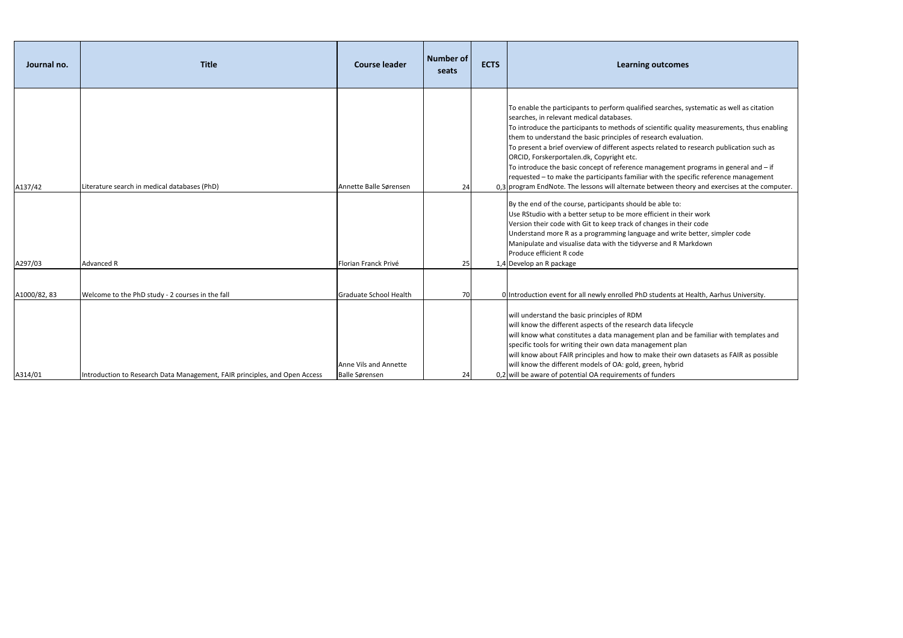| Journal no. | Title | Course leader | Number of seats | ECTS | Learning outcomes |
|---|---|---|---|---|---|
| A137/42 | Literature search in medical databases (PhD) | Annette Balle Sørensen | 24 | 0,3 | To enable the participants to perform qualified searches, systematic as well as citation searches, in relevant medical databases.<br>To introduce the participants to methods of scientific quality measurements, thus enabling them to understand the basic principles of research evaluation.<br>To present a brief overview of different aspects related to research publication such as ORCID, Forskerportalen.dk, Copyright etc.<br>To introduce the basic concept of reference management programs in general and – if requested – to make the participants familiar with the specific reference management program EndNote. The lessons will alternate between theory and exercises at the computer. |
| A297/03 | Advanced R | Florian Franck Privé | 25 | 1,4 | By the end of the course, participants should be able to:<br>Use RStudio with a better setup to be more efficient in their work<br>Version their code with Git to keep track of changes in their code<br>Understand more R as a programming language and write better, simpler code<br>Manipulate and visualise data with the tidyverse and R Markdown<br>Produce efficient R code<br>Develop an R package |
| A1000/82, 83 | Welcome to the PhD study - 2 courses in the fall | Graduate School Health | 70 | 0 | Introduction event for all newly enrolled PhD students at Health, Aarhus University. |
| A314/01 | Introduction to Research Data Management, FAIR principles, and Open Access | Anne Vils and Annette Balle Sørensen | 24 | 0,2 | will understand the basic principles of RDM<br>will know the different aspects of the research data lifecycle<br>will know what constitutes a data management plan and be familiar with templates and specific tools for writing their own data management plan<br>will know about FAIR principles and how to make their own datasets as FAIR as possible<br>will know the different models of OA: gold, green, hybrid<br>will be aware of potential OA requirements of funders |